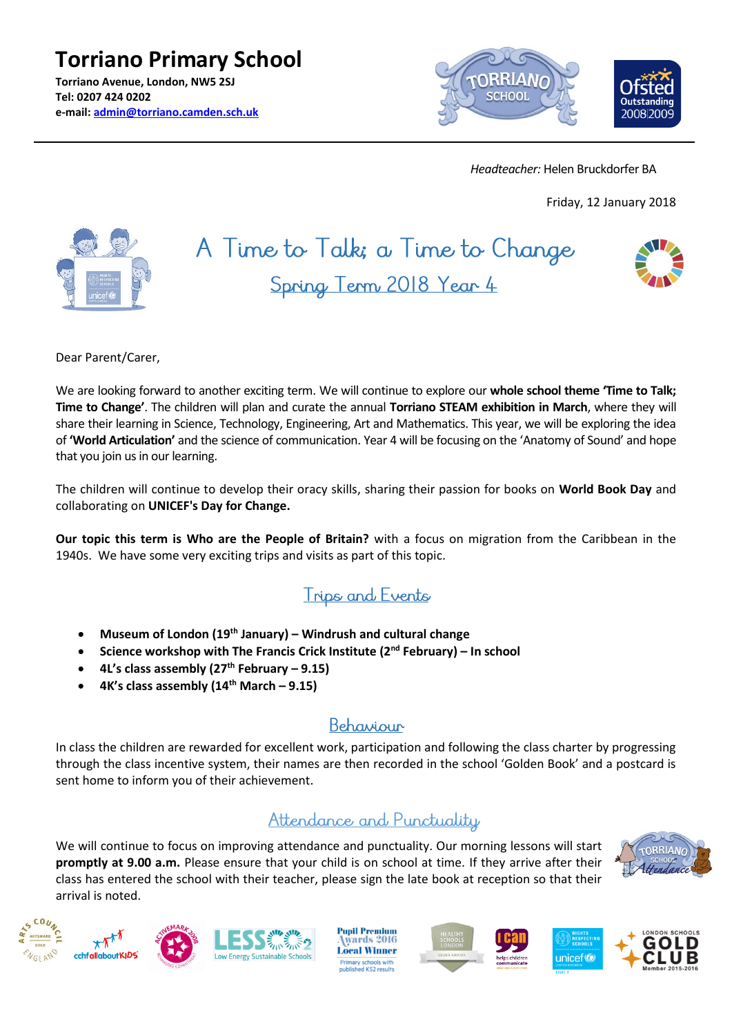# Torriano Primary School

**Torriano Avenue, London, NW5 2SJ**
**Tel: 0207 424 0202**
**e-mail: admin@torriano.camden.sch.uk**

*Headteacher:* Helen Bruckdorfer BA

Friday, 12 January 2018

## A Time to Talk; a Time to Change

### Spring Term 2018 Year 4

Dear Parent/Carer,

We are looking forward to another exciting term. We will continue to explore our **whole school theme 'Time to Talk; Time to Change'**. The children will plan and curate the annual **Torriano STEAM exhibition in March**, where they will share their learning in Science, Technology, Engineering, Art and Mathematics. This year, we will be exploring the idea of **'World Articulation'** and the science of communication. Year 4 will be focusing on the 'Anatomy of Sound' and hope that you join us in our learning.

The children will continue to develop their oracy skills, sharing their passion for books on **World Book Day** and collaborating on **UNICEF's Day for Change.**

**Our topic this term is Who are the People of Britain?** with a focus on migration from the Caribbean in the 1940s. We have some very exciting trips and visits as part of this topic.

### Trips and Events

- **Museum of London (19th January) – Windrush and cultural change**
- **Science workshop with The Francis Crick Institute (2nd February) – In school**
- **4L's class assembly (27th February – 9.15)**
- **4K's class assembly (14th March – 9.15)**

### Behaviour

In class the children are rewarded for excellent work, participation and following the class charter by progressing through the class incentive system, their names are then recorded in the school 'Golden Book' and a postcard is sent home to inform you of their achievement.

### Attendance and Punctuality

We will continue to focus on improving attendance and punctuality. Our morning lessons will start **promptly at 9.00 a.m.** Please ensure that your child is on school at time. If they arrive after their class has entered the school with their teacher, please sign the late book at reception so that their arrival is noted.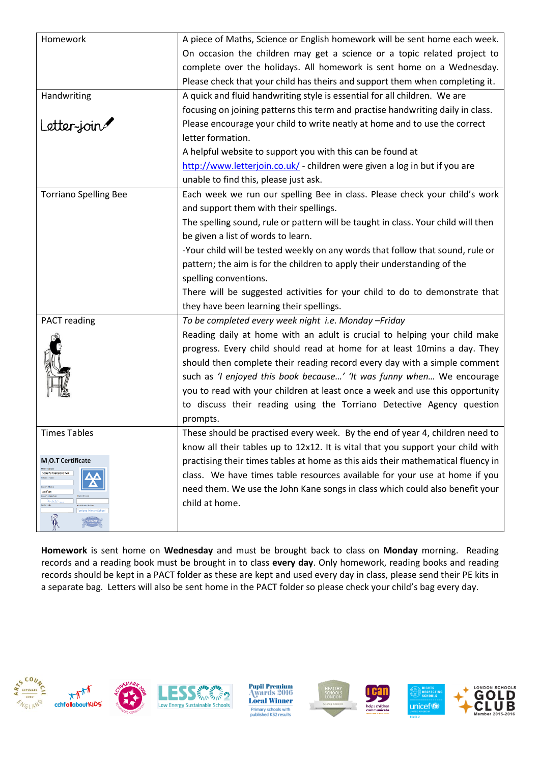| | |
|---|---|
| Homework | A piece of Maths, Science or English homework will be sent home each week. On occasion the children may get a science or a topic related project to complete over the holidays. All homework is sent home on a Wednesday. Please check that your child has theirs and support them when completing it. |
| Handwriting<br><br>Letter-join | A quick and fluid handwriting style is essential for all children. We are focusing on joining patterns this term and practise handwriting daily in class. Please encourage your child to write neatly at home and to use the correct letter formation.<br>A helpful website to support you with this can be found at http://www.letterjoin.co.uk/ - children were given a log in but if you are unable to find this, please just ask. |
| Torriano Spelling Bee | Each week we run our spelling Bee in class. Please check your child's work and support them with their spellings.<br>The spelling sound, rule or pattern will be taught in class. Your child will then be given a list of words to learn.<br>-Your child will be tested weekly on any words that follow that sound, rule or pattern; the aim is for the children to apply their understanding of the spelling conventions.<br>There will be suggested activities for your child to do to demonstrate that they have been learning their spellings. |
| PACT reading | *To be completed every week night i.e. Monday –Friday*<br>Reading daily at home with an adult is crucial to helping your child make progress. Every child should read at home for at least 10mins a day. They should then complete their reading record every day with a simple comment such as *'I enjoyed this book because…' 'It was funny when…* We encourage you to read with your children at least once a week and use this opportunity to discuss their reading using the Torriano Detective Agency question prompts. |
| Times Tables<br><br>M.O.T Certificate | These should be practised every week. By the end of year 4, children need to know all their tables up to 12x12. It is vital that you support your child with practising their times tables at home as this aids their mathematical fluency in class. We have times table resources available for your use at home if you need them. We use the John Kane songs in class which could also benefit your child at home. |

**Homework** is sent home on **Wednesday** and must be brought back to class on **Monday** morning. Reading records and a reading book must be brought in to class **every day**. Only homework, reading books and reading records should be kept in a PACT folder as these are kept and used every day in class, please send their PE kits in a separate bag. Letters will also be sent home in the PACT folder so please check your child's bag every day.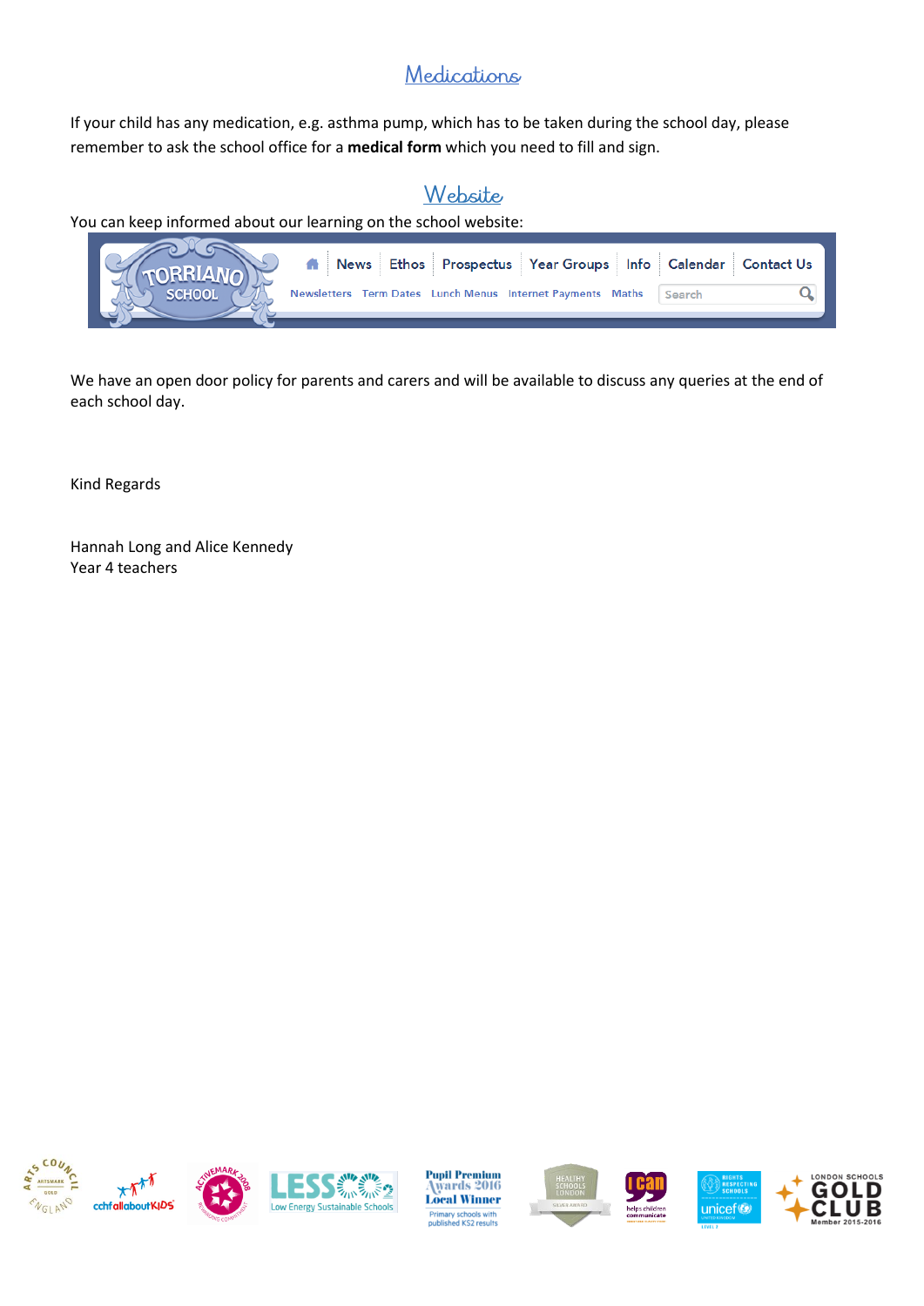## Medications

If your child has any medication, e.g. asthma pump, which has to be taken during the school day, please remember to ask the school office for a **medical form** which you need to fill and sign.

## Website

You can keep informed about our learning on the school website:

We have an open door policy for parents and carers and will be available to discuss any queries at the end of each school day.

Kind Regards

Hannah Long and Alice Kennedy
Year 4 teachers